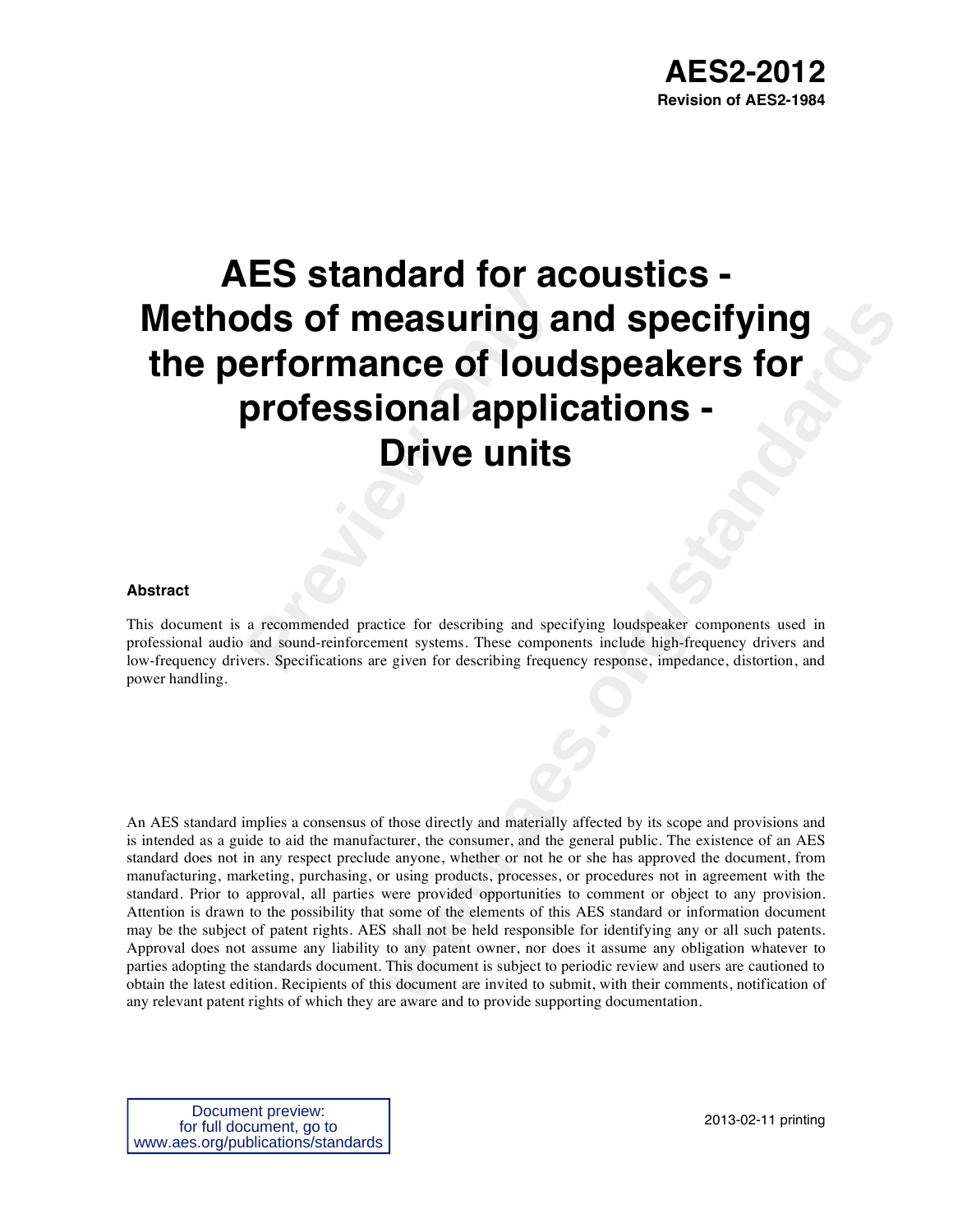**AES2-2012**

**Revision of AES2-1984**

# AES standard for acoustics - Methods of measuring and specifying the performance of loudspeakers for professional applications - Drive units

**Abstract**

This document is a recommended practice for describing and specifying loudspeaker components used in professional audio and sound-reinforcement systems. These components include high-frequency drivers and low-frequency drivers. Specifications are given for describing frequency response, impedance, distortion, and power handling.

An AES standard implies a consensus of those directly and materially affected by its scope and provisions and is intended as a guide to aid the manufacturer, the consumer, and the general public. The existence of an AES standard does not in any respect preclude anyone, whether or not he or she has approved the document, from manufacturing, marketing, purchasing, or using products, processes, or procedures not in agreement with the standard. Prior to approval, all parties were provided opportunities to comment or object to any provision. Attention is drawn to the possibility that some of the elements of this AES standard or information document may be the subject of patent rights. AES shall not be held responsible for identifying any or all such patents. Approval does not assume any liability to any patent owner, nor does it assume any obligation whatever to parties adopting the standards document. This document is subject to periodic review and users are cautioned to obtain the latest edition. Recipients of this document are invited to submit, with their comments, notification of any relevant patent rights of which they are aware and to provide supporting documentation.

Document preview:
for full document, go to
www.aes.org/publications/standards

2013-02-11 printing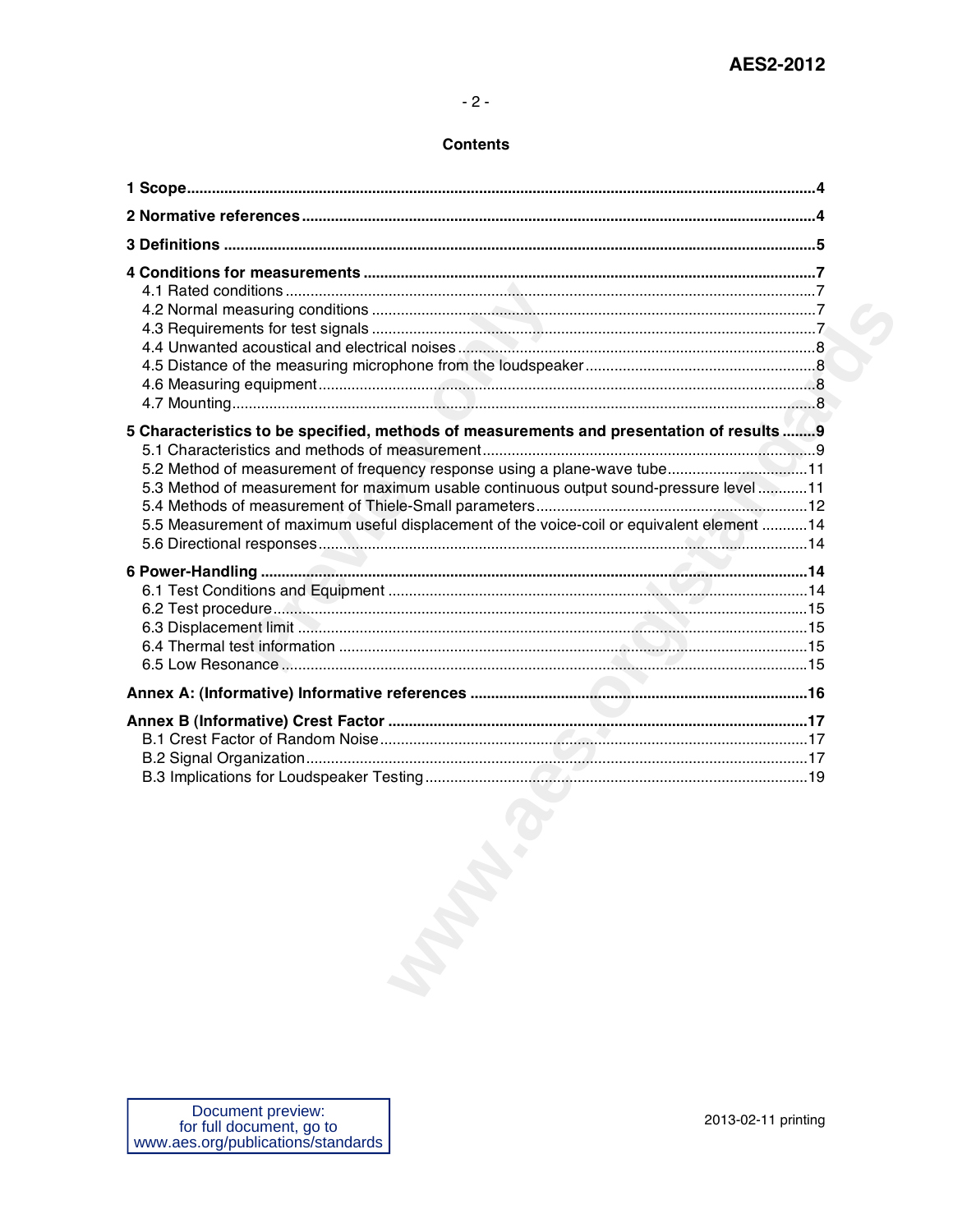## Contents

**1 Scope** .......... **4**

**2 Normative references** .......... **4**

**3 Definitions** .......... **5**

**4 Conditions for measurements** .......... **7**
- 4.1 Rated conditions .......... 7
- 4.2 Normal measuring conditions .......... 7
- 4.3 Requirements for test signals .......... 7
- 4.4 Unwanted acoustical and electrical noises .......... 8
- 4.5 Distance of the measuring microphone from the loudspeaker .......... 8
- 4.6 Measuring equipment .......... 8
- 4.7 Mounting .......... 8

**5 Characteristics to be specified, methods of measurements and presentation of results** .......... **9**
- 5.1 Characteristics and methods of measurement .......... 9
- 5.2 Method of measurement of frequency response using a plane-wave tube .......... 11
- 5.3 Method of measurement for maximum usable continuous output sound-pressure level .......... 11
- 5.4 Methods of measurement of Thiele-Small parameters .......... 12
- 5.5 Measurement of maximum useful displacement of the voice-coil or equivalent element .......... 14
- 5.6 Directional responses .......... 14

**6 Power-Handling** .......... **14**
- 6.1 Test Conditions and Equipment .......... 14
- 6.2 Test procedure .......... 15
- 6.3 Displacement limit .......... 15
- 6.4 Thermal test information .......... 15
- 6.5 Low Resonance .......... 15

**Annex A: (Informative) Informative references** .......... **16**

**Annex B (Informative) Crest Factor** .......... **17**
- B.1 Crest Factor of Random Noise .......... 17
- B.2 Signal Organization .......... 17
- B.3 Implications for Loudspeaker Testing .......... 19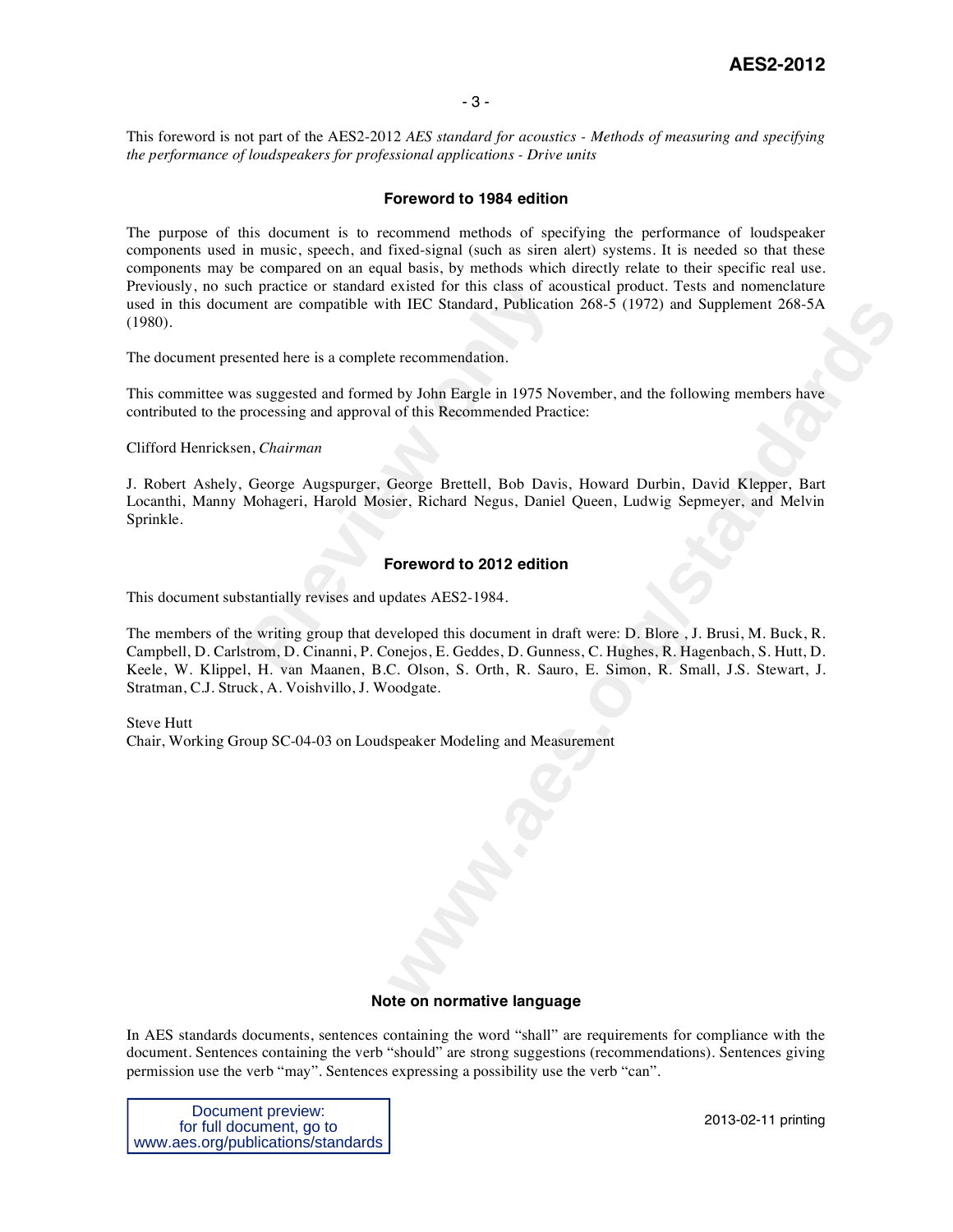This foreword is not part of the AES2-2012 *AES standard for acoustics - Methods of measuring and specifying the performance of loudspeakers for professional applications - Drive units*

## Foreword to 1984 edition

The purpose of this document is to recommend methods of specifying the performance of loudspeaker components used in music, speech, and fixed-signal (such as siren alert) systems. It is needed so that these components may be compared on an equal basis, by methods which directly relate to their specific real use. Previously, no such practice or standard existed for this class of acoustical product. Tests and nomenclature used in this document are compatible with IEC Standard, Publication 268-5 (1972) and Supplement 268-5A (1980).

The document presented here is a complete recommendation.

This committee was suggested and formed by John Eargle in 1975 November, and the following members have contributed to the processing and approval of this Recommended Practice:

Clifford Henricksen, *Chairman*

J. Robert Ashely, George Augspurger, George Brettell, Bob Davis, Howard Durbin, David Klepper, Bart Locanthi, Manny Mohageri, Harold Mosier, Richard Negus, Daniel Queen, Ludwig Sepmeyer, and Melvin Sprinkle.

## Foreword to 2012 edition

This document substantially revises and updates AES2-1984.

The members of the writing group that developed this document in draft were: D. Blore , J. Brusi, M. Buck, R. Campbell, D. Carlstrom, D. Cinanni, P. Conejos, E. Geddes, D. Gunness, C. Hughes, R. Hagenbach, S. Hutt, D. Keele, W. Klippel, H. van Maanen, B.C. Olson, S. Orth, R. Sauro, E. Simon, R. Small, J.S. Stewart, J. Stratman, C.J. Struck, A. Voishvillo, J. Woodgate.

Steve Hutt
Chair, Working Group SC-04-03 on Loudspeaker Modeling and Measurement

## Note on normative language

In AES standards documents, sentences containing the word "shall" are requirements for compliance with the document. Sentences containing the verb "should" are strong suggestions (recommendations). Sentences giving permission use the verb "may". Sentences expressing a possibility use the verb "can".

Document preview:
for full document, go to
www.aes.org/publications/standards

2013-02-11 printing